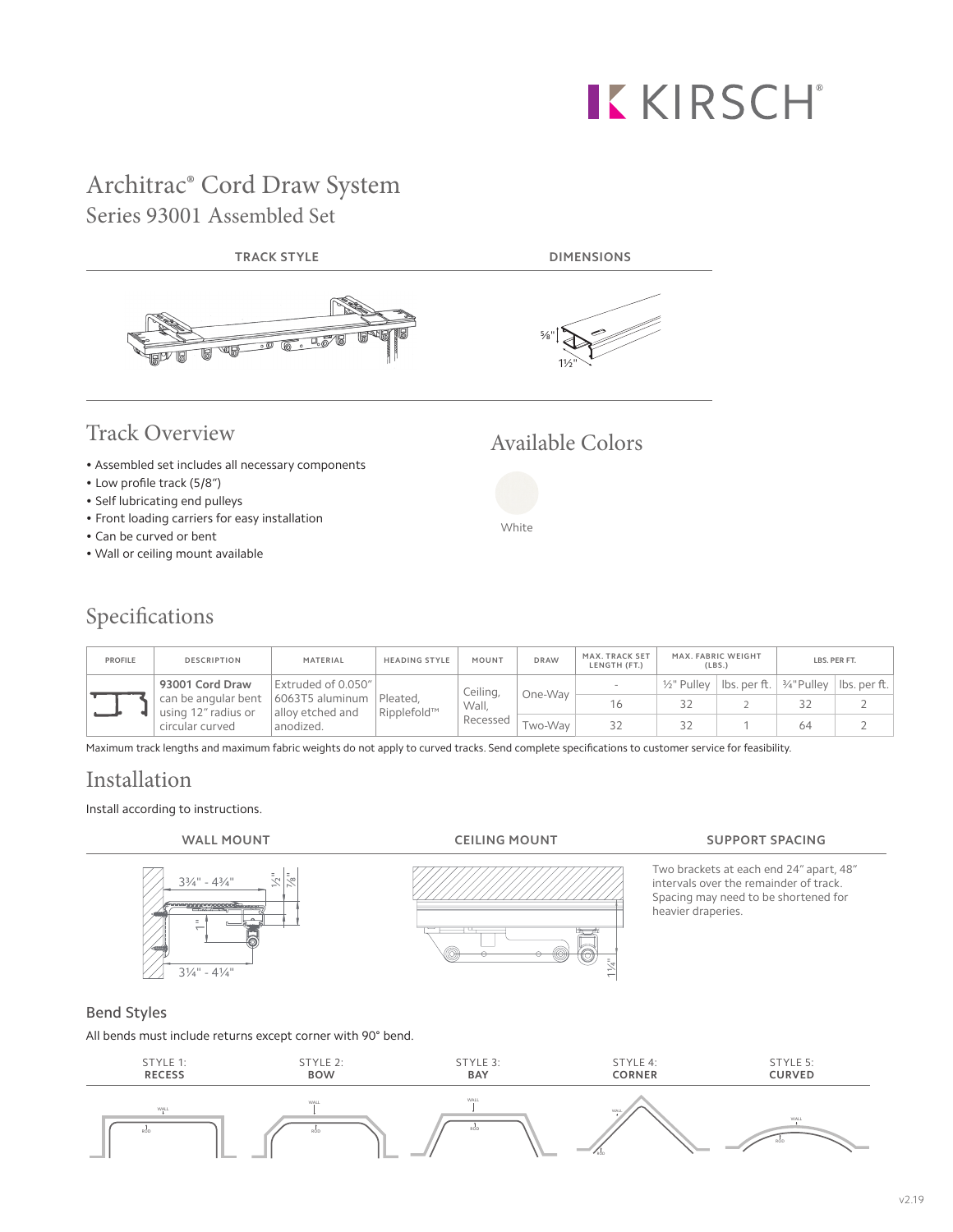# Architrac® Cord Draw System

## Series 93001 Assembled Set

TRACK STYLE | DIMENSIONS

⅝" | 1½"

## Track Overview

- Assembled set includes all necessary components
- Low profile track (5/8")
- Self lubricating end pulleys
- Front loading carriers for easy installation
- Can be curved or bent
- Wall or ceiling mount available

## Available Colors

White

## Specifications

| PROFILE | DESCRIPTION | MATERIAL | HEADING STYLE | MOUNT | DRAW | MAX. TRACK SET LENGTH (FT.) | MAX. FABRIC WEIGHT (LBS.) | | LBS. PER FT. | |
|---|---|---|---|---|---|---|---|---|---|---|
| | 93001 Cord Draw can be angular bent using 12" radius or circular curved | Extruded of 0.050" 6063T5 aluminum alloy etched and anodized. | Pleated, Ripplefold™ | Ceiling, Wall, Recessed | One-Way | - | ½" Pulley | lbs. per ft. | ¾"Pulley | lbs. per ft. |
| | | | | | | 16 | 32 | 2 | 32 | 2 |
| | | | | | Two-Way | 32 | 32 | 1 | 64 | 2 |

Maximum track lengths and maximum fabric weights do not apply to curved tracks. Send complete specifications to customer service for feasibility.

## Installation

Install according to instructions.

**WALL MOUNT**

3¾" - 4¾"  ½"  ⅞"  1"  3¼" - 4¼"

**CEILING MOUNT**

1¼"

**SUPPORT SPACING**

Two brackets at each end 24" apart, 48" intervals over the remainder of track. Spacing may need to be shortened for heavier draperies.

### Bend Styles

All bends must include returns except corner with 90° bend.

| STYLE 1: RECESS | STYLE 2: BOW | STYLE 3: BAY | STYLE 4: CORNER | STYLE 5: CURVED |
|---|---|---|---|---|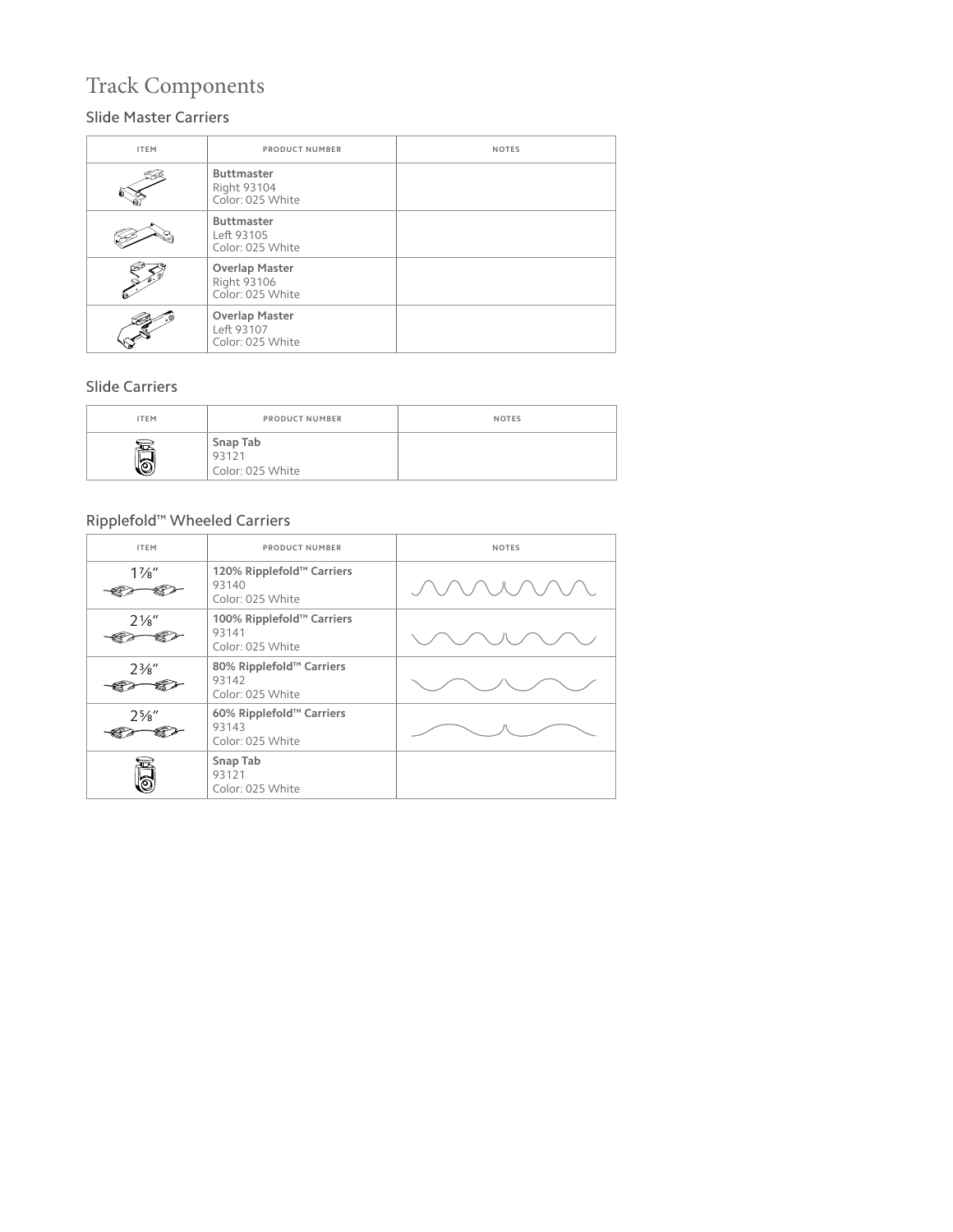# Track Components

## Slide Master Carriers

| ITEM | PRODUCT NUMBER | NOTES |
| --- | --- | --- |
| | **Buttmaster**<br>Right 93104<br>Color: 025 White | |
| | **Buttmaster**<br>Left 93105<br>Color: 025 White | |
| | **Overlap Master**<br>Right 93106<br>Color: 025 White | |
| | **Overlap Master**<br>Left 93107<br>Color: 025 White | |

## Slide Carriers

| ITEM | PRODUCT NUMBER | NOTES |
| --- | --- | --- |
| | **Snap Tab**<br>93121<br>Color: 025 White | |

## Ripplefold™ Wheeled Carriers

| ITEM | PRODUCT NUMBER | NOTES |
| --- | --- | --- |
| 1⅞″ | **120% Ripplefold™ Carriers**<br>93140<br>Color: 025 White | |
| 2⅛″ | **100% Ripplefold™ Carriers**<br>93141<br>Color: 025 White | |
| 2⅜″ | **80% Ripplefold™ Carriers**<br>93142<br>Color: 025 White | |
| 2⅝″ | **60% Ripplefold™ Carriers**<br>93143<br>Color: 025 White | |
| | **Snap Tab**<br>93121<br>Color: 025 White | |